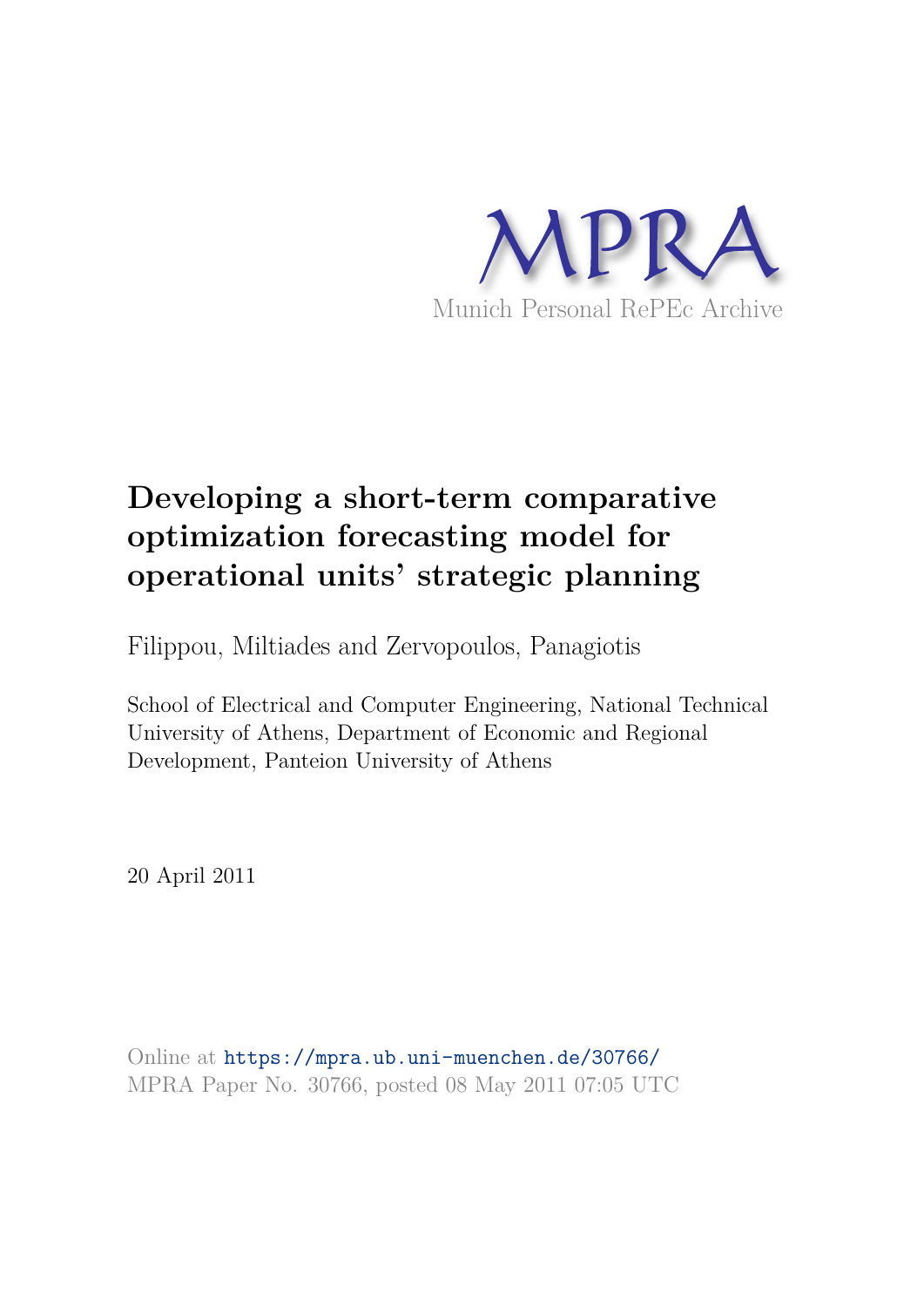MPRA

Munich Personal RePEc Archive

# Developing a short-term comparative optimization forecasting model for operational units' strategic planning

Filippou, Miltiades and Zervopoulos, Panagiotis

School of Electrical and Computer Engineering, National Technical University of Athens, Department of Economic and Regional Development, Panteion University of Athens

20 April 2011

Online at https://mpra.ub.uni-muenchen.de/30766/
MPRA Paper No. 30766, posted 08 May 2011 07:05 UTC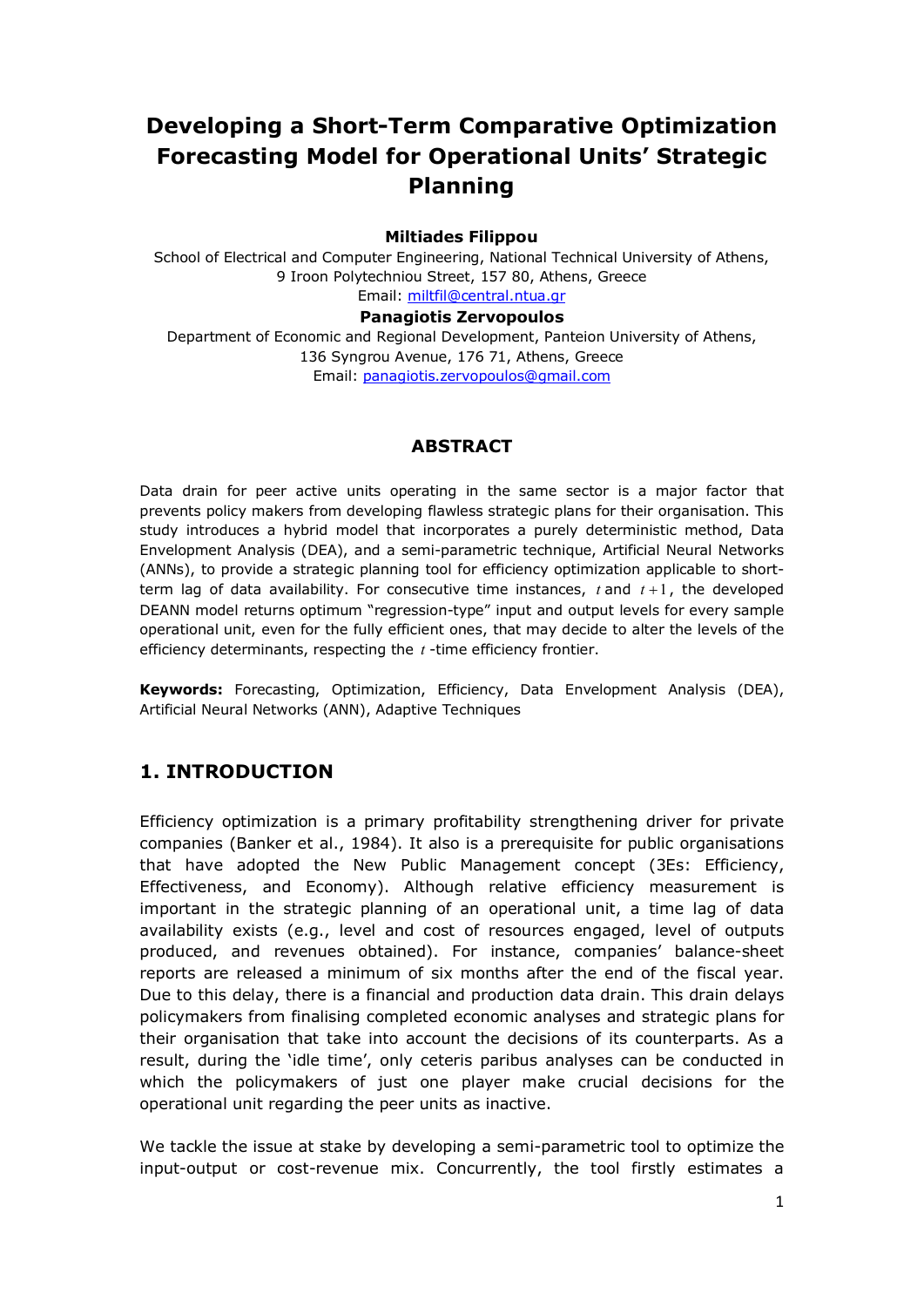# Developing a Short-Term Comparative Optimization Forecasting Model for Operational Units' Strategic Planning

**Miltiades Filippou**

School of Electrical and Computer Engineering, National Technical University of Athens, 9 Iroon Polytechniou Street, 157 80, Athens, Greece
Email: miltfil@central.ntua.gr

**Panagiotis Zervopoulos**

Department of Economic and Regional Development, Panteion University of Athens, 136 Syngrou Avenue, 176 71, Athens, Greece
Email: panagiotis.zervopoulos@gmail.com

## ABSTRACT

Data drain for peer active units operating in the same sector is a major factor that prevents policy makers from developing flawless strategic plans for their organisation. This study introduces a hybrid model that incorporates a purely deterministic method, Data Envelopment Analysis (DEA), and a semi-parametric technique, Artificial Neural Networks (ANNs), to provide a strategic planning tool for efficiency optimization applicable to short-term lag of data availability. For consecutive time instances, $t$ and $t+1$, the developed DEANN model returns optimum "regression-type" input and output levels for every sample operational unit, even for the fully efficient ones, that may decide to alter the levels of the efficiency determinants, respecting the $t$-time efficiency frontier.

**Keywords:** Forecasting, Optimization, Efficiency, Data Envelopment Analysis (DEA), Artificial Neural Networks (ANN), Adaptive Techniques

## 1. INTRODUCTION

Efficiency optimization is a primary profitability strengthening driver for private companies (Banker et al., 1984). It also is a prerequisite for public organisations that have adopted the New Public Management concept (3Es: Efficiency, Effectiveness, and Economy). Although relative efficiency measurement is important in the strategic planning of an operational unit, a time lag of data availability exists (e.g., level and cost of resources engaged, level of outputs produced, and revenues obtained). For instance, companies' balance-sheet reports are released a minimum of six months after the end of the fiscal year. Due to this delay, there is a financial and production data drain. This drain delays policymakers from finalising completed economic analyses and strategic plans for their organisation that take into account the decisions of its counterparts. As a result, during the 'idle time', only ceteris paribus analyses can be conducted in which the policymakers of just one player make crucial decisions for the operational unit regarding the peer units as inactive.

We tackle the issue at stake by developing a semi-parametric tool to optimize the input-output or cost-revenue mix. Concurrently, the tool firstly estimates a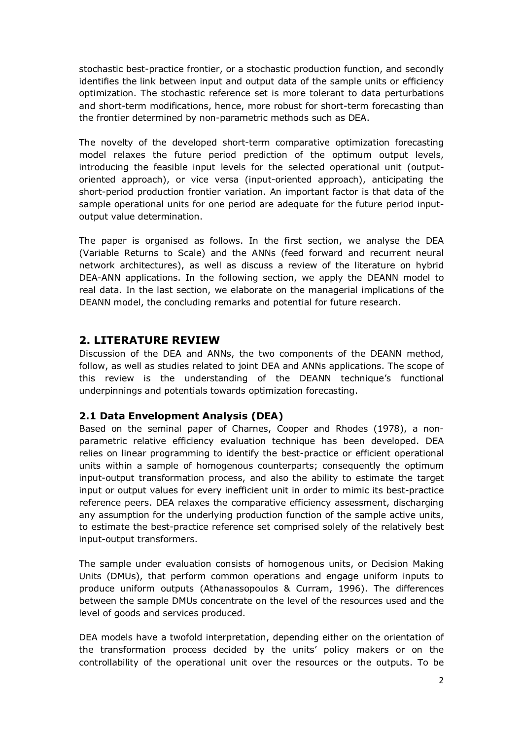stochastic best-practice frontier, or a stochastic production function, and secondly identifies the link between input and output data of the sample units or efficiency optimization. The stochastic reference set is more tolerant to data perturbations and short-term modifications, hence, more robust for short-term forecasting than the frontier determined by non-parametric methods such as DEA.

The novelty of the developed short-term comparative optimization forecasting model relaxes the future period prediction of the optimum output levels, introducing the feasible input levels for the selected operational unit (output-oriented approach), or vice versa (input-oriented approach), anticipating the short-period production frontier variation. An important factor is that data of the sample operational units for one period are adequate for the future period input-output value determination.

The paper is organised as follows. In the first section, we analyse the DEA (Variable Returns to Scale) and the ANNs (feed forward and recurrent neural network architectures), as well as discuss a review of the literature on hybrid DEA-ANN applications. In the following section, we apply the DEANN model to real data. In the last section, we elaborate on the managerial implications of the DEANN model, the concluding remarks and potential for future research.

## 2. LITERATURE REVIEW

Discussion of the DEA and ANNs, the two components of the DEANN method, follow, as well as studies related to joint DEA and ANNs applications. The scope of this review is the understanding of the DEANN technique's functional underpinnings and potentials towards optimization forecasting.

### 2.1 Data Envelopment Analysis (DEA)

Based on the seminal paper of Charnes, Cooper and Rhodes (1978), a non-parametric relative efficiency evaluation technique has been developed. DEA relies on linear programming to identify the best-practice or efficient operational units within a sample of homogenous counterparts; consequently the optimum input-output transformation process, and also the ability to estimate the target input or output values for every inefficient unit in order to mimic its best-practice reference peers. DEA relaxes the comparative efficiency assessment, discharging any assumption for the underlying production function of the sample active units, to estimate the best-practice reference set comprised solely of the relatively best input-output transformers.

The sample under evaluation consists of homogenous units, or Decision Making Units (DMUs), that perform common operations and engage uniform inputs to produce uniform outputs (Athanassopoulos & Curram, 1996). The differences between the sample DMUs concentrate on the level of the resources used and the level of goods and services produced.

DEA models have a twofold interpretation, depending either on the orientation of the transformation process decided by the units' policy makers or on the controllability of the operational unit over the resources or the outputs. To be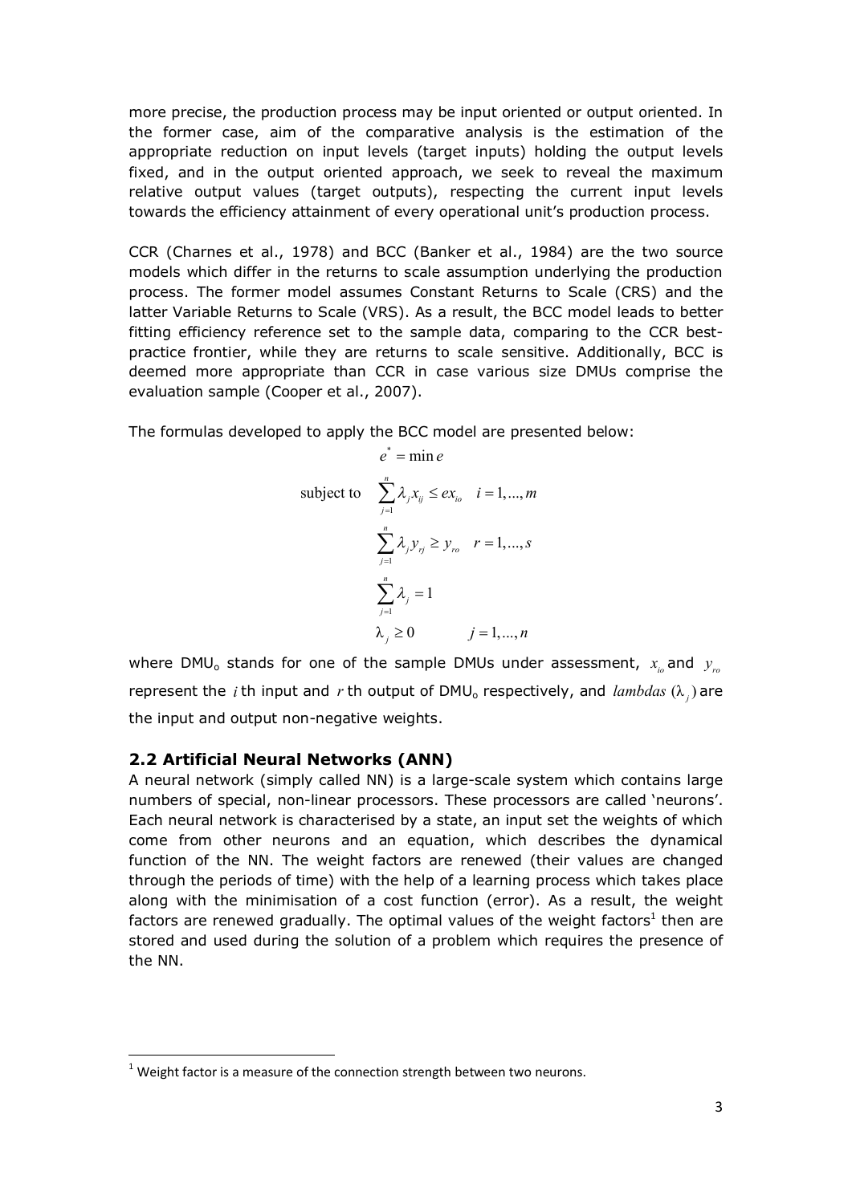more precise, the production process may be input oriented or output oriented. In the former case, aim of the comparative analysis is the estimation of the appropriate reduction on input levels (target inputs) holding the output levels fixed, and in the output oriented approach, we seek to reveal the maximum relative output values (target outputs), respecting the current input levels towards the efficiency attainment of every operational unit's production process.

CCR (Charnes et al., 1978) and BCC (Banker et al., 1984) are the two source models which differ in the returns to scale assumption underlying the production process. The former model assumes Constant Returns to Scale (CRS) and the latter Variable Returns to Scale (VRS). As a result, the BCC model leads to better fitting efficiency reference set to the sample data, comparing to the CCR best-practice frontier, while they are returns to scale sensitive. Additionally, BCC is deemed more appropriate than CCR in case various size DMUs comprise the evaluation sample (Cooper et al., 2007).

The formulas developed to apply the BCC model are presented below:

$$
\begin{aligned}
& e^{*} = \min e \\
\text{subject to} \quad & \sum_{j=1}^{n} \lambda_j x_{ij} \leq e x_{io} \quad i = 1, ..., m \\
& \sum_{j=1}^{n} \lambda_j y_{rj} \geq y_{ro} \quad r = 1, ..., s \\
& \sum_{j=1}^{n} \lambda_j = 1 \\
& \lambda_j \geq 0 \qquad j = 1, ..., n
\end{aligned}
$$

where $DMU_o$ stands for one of the sample DMUs under assessment, $x_{io}$ and $y_{ro}$ represent the $i$ th input and $r$ th output of $DMU_o$ respectively, and *lambdas* ($\lambda_j$) are the input and output non-negative weights.

### 2.2 Artificial Neural Networks (ANN)

A neural network (simply called NN) is a large-scale system which contains large numbers of special, non-linear processors. These processors are called 'neurons'. Each neural network is characterised by a state, an input set the weights of which come from other neurons and an equation, which describes the dynamical function of the NN. The weight factors are renewed (their values are changed through the periods of time) with the help of a learning process which takes place along with the minimisation of a cost function (error). As a result, the weight factors are renewed gradually. The optimal values of the weight factors[1] then are stored and used during the solution of a problem which requires the presence of the NN.

[1] Weight factor is a measure of the connection strength between two neurons.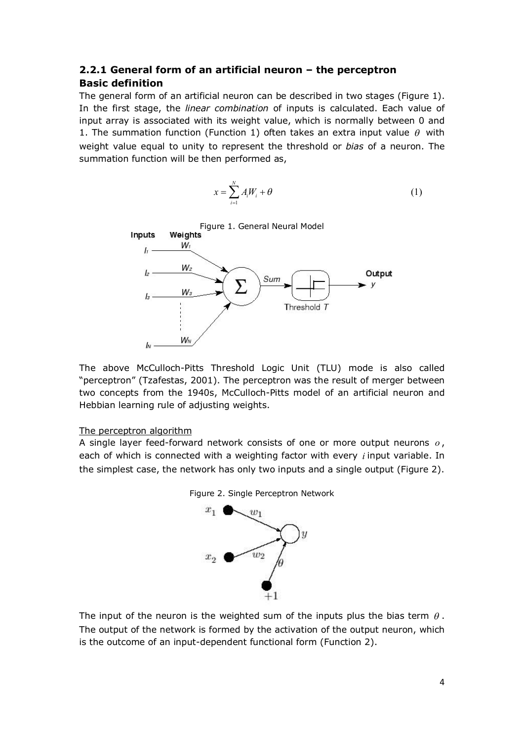### 2.2.1 General form of an artificial neuron – the perceptron

**Basic definition**

The general form of an artificial neuron can be described in two stages (Figure 1). In the first stage, the *linear combination* of inputs is calculated. Each value of input array is associated with its weight value, which is normally between 0 and 1. The summation function (Function 1) often takes an extra input value $\theta$ with weight value equal to unity to represent the threshold or *bias* of a neuron. The summation function will be then performed as,

$$x = \sum_{i=1}^{N} A_i W_i + \theta \tag{1}$$

Figure 1. General Neural Model

The above McCulloch-Pitts Threshold Logic Unit (TLU) mode is also called "perceptron" (Tzafestas, 2001). The perceptron was the result of merger between two concepts from the 1940s, McCulloch-Pitts model of an artificial neuron and Hebbian learning rule of adjusting weights.

The perceptron algorithm

A single layer feed-forward network consists of one or more output neurons $o$, each of which is connected with a weighting factor with every $i$ input variable. In the simplest case, the network has only two inputs and a single output (Figure 2).

Figure 2. Single Perceptron Network

The input of the neuron is the weighted sum of the inputs plus the bias term $\theta$. The output of the network is formed by the activation of the output neuron, which is the outcome of an input-dependent functional form (Function 2).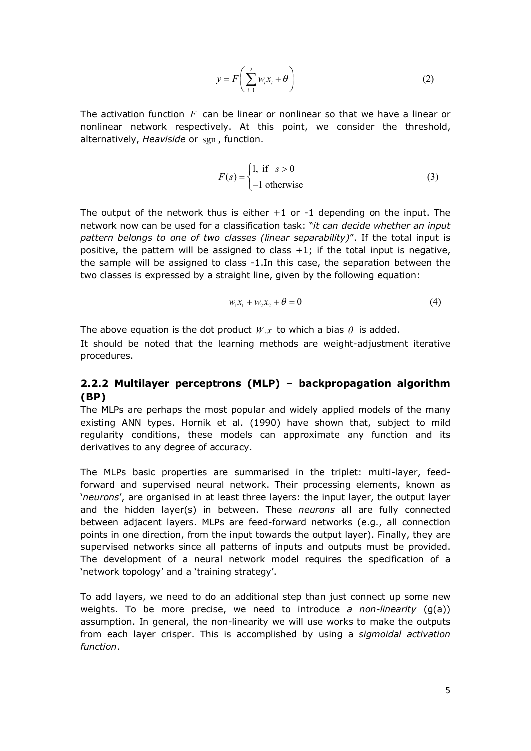$$y = F\left(\sum_{i=1}^{2} w_i x_i + \theta\right) \tag{2}$$

The activation function $F$ can be linear or nonlinear so that we have a linear or nonlinear network respectively. At this point, we consider the threshold, alternatively, *Heaviside* or $\text{sgn}$, function.

$$F(s) = \begin{cases} 1, \text{ if } & s > 0 \\ -1 \text{ otherwise} \end{cases} \tag{3}$$

The output of the network thus is either +1 or -1 depending on the input. The network now can be used for a classification task: "*it can decide whether an input pattern belongs to one of two classes (linear separability)*". If the total input is positive, the pattern will be assigned to class +1; if the total input is negative, the sample will be assigned to class -1.In this case, the separation between the two classes is expressed by a straight line, given by the following equation:

$$w_1 x_1 + w_2 x_2 + \theta = 0 \tag{4}$$

The above equation is the dot product $W.x$ to which a bias $\theta$ is added.

It should be noted that the learning methods are weight-adjustment iterative procedures.

### 2.2.2 Multilayer perceptrons (MLP) – backpropagation algorithm (BP)

The MLPs are perhaps the most popular and widely applied models of the many existing ANN types. Hornik et al. (1990) have shown that, subject to mild regularity conditions, these models can approximate any function and its derivatives to any degree of accuracy.

The MLPs basic properties are summarised in the triplet: multi-layer, feed-forward and supervised neural network. Their processing elements, known as '*neurons*', are organised in at least three layers: the input layer, the output layer and the hidden layer(s) in between. These *neurons* all are fully connected between adjacent layers. MLPs are feed-forward networks (e.g., all connection points in one direction, from the input towards the output layer). Finally, they are supervised networks since all patterns of inputs and outputs must be provided. The development of a neural network model requires the specification of a 'network topology' and a 'training strategy'.

To add layers, we need to do an additional step than just connect up some new weights. To be more precise, we need to introduce *a non-linearity* (g(a)) assumption. In general, the non-linearity we will use works to make the outputs from each layer crisper. This is accomplished by using a *sigmoidal activation function*.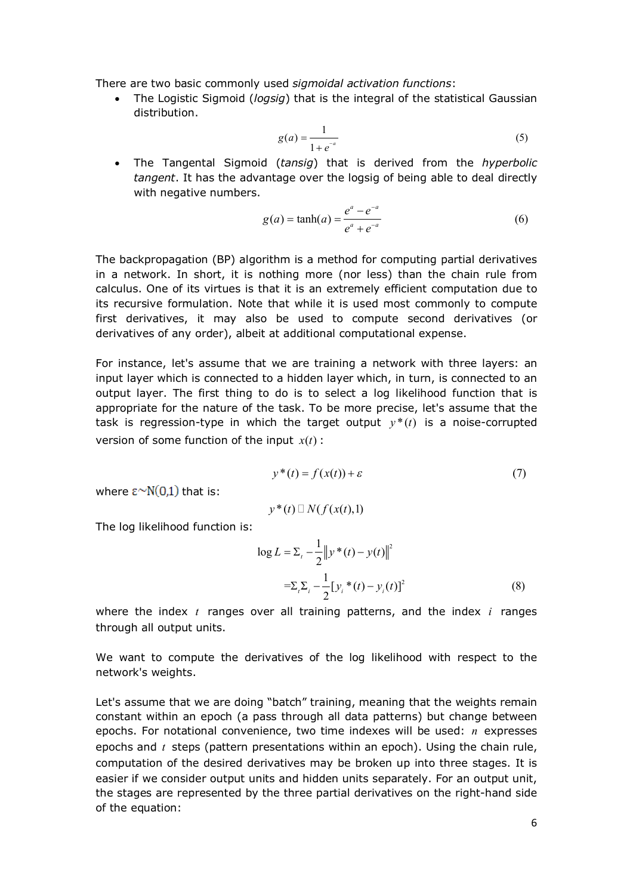There are two basic commonly used *sigmoidal activation functions*:

- The Logistic Sigmoid (*logsig*) that is the integral of the statistical Gaussian distribution.

$$g(a) = \frac{1}{1+e^{-a}} \tag{5}$$

- The Tangental Sigmoid (*tansig*) that is derived from the *hyperbolic tangent*. It has the advantage over the logsig of being able to deal directly with negative numbers.

$$g(a) = \tanh(a) = \frac{e^{a} - e^{-a}}{e^{a} + e^{-a}} \tag{6}$$

The backpropagation (BP) algorithm is a method for computing partial derivatives in a network. In short, it is nothing more (nor less) than the chain rule from calculus. One of its virtues is that it is an extremely efficient computation due to its recursive formulation. Note that while it is used most commonly to compute first derivatives, it may also be used to compute second derivatives (or derivatives of any order), albeit at additional computational expense.

For instance, let's assume that we are training a network with three layers: an input layer which is connected to a hidden layer which, in turn, is connected to an output layer. The first thing to do is to select a log likelihood function that is appropriate for the nature of the task. To be more precise, let's assume that the task is regression-type in which the target output $y^*(t)$ is a noise-corrupted version of some function of the input $x(t)$:

$$y^*(t) = f(x(t)) + \varepsilon \tag{7}$$

where $\varepsilon \sim N(0,1)$ that is:

$$y^*(t) \sim N(f(x(t),1)$$

The log likelihood function is:

$$\log L = \Sigma_t -\frac{1}{2}\left\| y^*(t) - y(t) \right\|^2$$

$$= \Sigma_t \Sigma_i -\frac{1}{2}[y_i^*(t) - y_i(t)]^2 \tag{8}$$

where the index $t$ ranges over all training patterns, and the index $i$ ranges through all output units.

We want to compute the derivatives of the log likelihood with respect to the network's weights.

Let's assume that we are doing "batch" training, meaning that the weights remain constant within an epoch (a pass through all data patterns) but change between epochs. For notational convenience, two time indexes will be used: $n$ expresses epochs and $t$ steps (pattern presentations within an epoch). Using the chain rule, computation of the desired derivatives may be broken up into three stages. It is easier if we consider output units and hidden units separately. For an output unit, the stages are represented by the three partial derivatives on the right-hand side of the equation: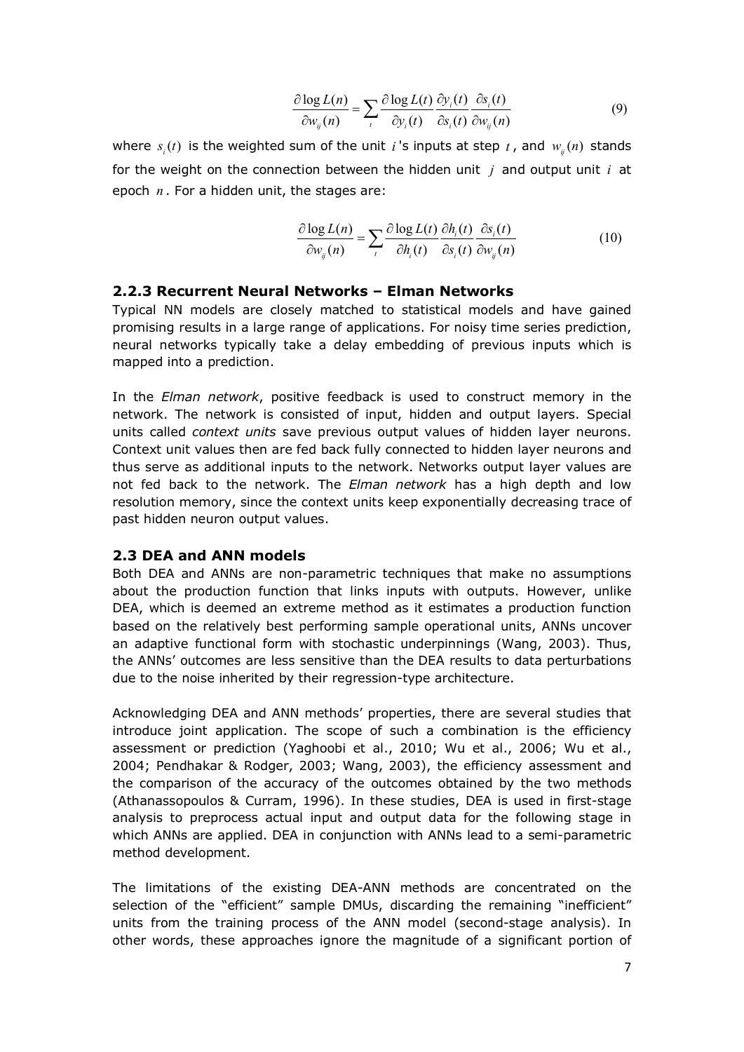$$\frac{\partial \log L(n)}{\partial w_{ij}(n)} = \sum_{t} \frac{\partial \log L(t)}{\partial y_i(t)} \frac{\partial y_i(t)}{\partial s_i(t)} \frac{\partial s_i(t)}{\partial w_{ij}(n)} \tag{9}$$

where $s_i(t)$ is the weighted sum of the unit $i$'s inputs at step $t$, and $w_{ij}(n)$ stands for the weight on the connection between the hidden unit $j$ and output unit $i$ at epoch $n$. For a hidden unit, the stages are:

$$\frac{\partial \log L(n)}{\partial w_{ij}(n)} = \sum_{t} \frac{\partial \log L(t)}{\partial h_i(t)} \frac{\partial h_i(t)}{\partial s_i(t)} \frac{\partial s_i(t)}{\partial w_{ij}(n)} \tag{10}$$

### 2.2.3 Recurrent Neural Networks – Elman Networks

Typical NN models are closely matched to statistical models and have gained promising results in a large range of applications. For noisy time series prediction, neural networks typically take a delay embedding of previous inputs which is mapped into a prediction.

In the *Elman network*, positive feedback is used to construct memory in the network. The network is consisted of input, hidden and output layers. Special units called *context units* save previous output values of hidden layer neurons. Context unit values then are fed back fully connected to hidden layer neurons and thus serve as additional inputs to the network. Networks output layer values are not fed back to the network. The *Elman network* has a high depth and low resolution memory, since the context units keep exponentially decreasing trace of past hidden neuron output values.

## 2.3 DEA and ANN models

Both DEA and ANNs are non-parametric techniques that make no assumptions about the production function that links inputs with outputs. However, unlike DEA, which is deemed an extreme method as it estimates a production function based on the relatively best performing sample operational units, ANNs uncover an adaptive functional form with stochastic underpinnings (Wang, 2003). Thus, the ANNs' outcomes are less sensitive than the DEA results to data perturbations due to the noise inherited by their regression-type architecture.

Acknowledging DEA and ANN methods' properties, there are several studies that introduce joint application. The scope of such a combination is the efficiency assessment or prediction (Yaghoobi et al., 2010; Wu et al., 2006; Wu et al., 2004; Pendhakar & Rodger, 2003; Wang, 2003), the efficiency assessment and the comparison of the accuracy of the outcomes obtained by the two methods (Athanassopoulos & Curram, 1996). In these studies, DEA is used in first-stage analysis to preprocess actual input and output data for the following stage in which ANNs are applied. DEA in conjunction with ANNs lead to a semi-parametric method development.

The limitations of the existing DEA-ANN methods are concentrated on the selection of the "efficient" sample DMUs, discarding the remaining "inefficient" units from the training process of the ANN model (second-stage analysis). In other words, these approaches ignore the magnitude of a significant portion of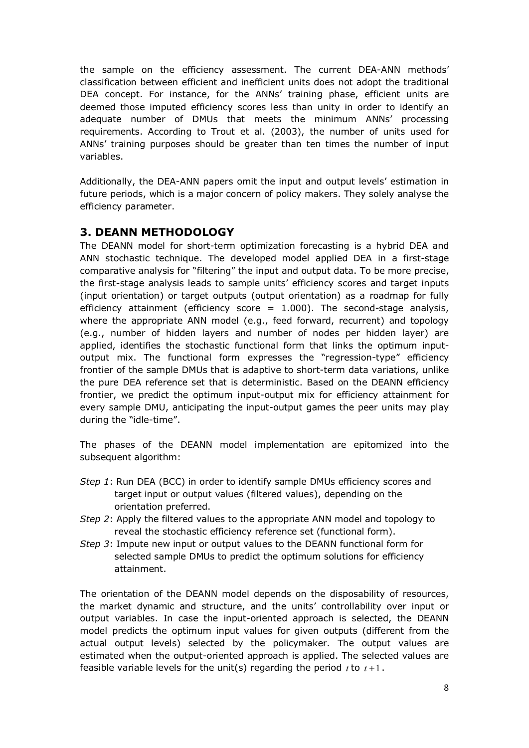the sample on the efficiency assessment. The current DEA-ANN methods' classification between efficient and inefficient units does not adopt the traditional DEA concept. For instance, for the ANNs' training phase, efficient units are deemed those imputed efficiency scores less than unity in order to identify an adequate number of DMUs that meets the minimum ANNs' processing requirements. According to Trout et al. (2003), the number of units used for ANNs' training purposes should be greater than ten times the number of input variables.

Additionally, the DEA-ANN papers omit the input and output levels' estimation in future periods, which is a major concern of policy makers. They solely analyse the efficiency parameter.

## 3. DEANN METHODOLOGY

The DEANN model for short-term optimization forecasting is a hybrid DEA and ANN stochastic technique. The developed model applied DEA in a first-stage comparative analysis for "filtering" the input and output data. To be more precise, the first-stage analysis leads to sample units' efficiency scores and target inputs (input orientation) or target outputs (output orientation) as a roadmap for fully efficiency attainment (efficiency score = 1.000). The second-stage analysis, where the appropriate ANN model (e.g., feed forward, recurrent) and topology (e.g., number of hidden layers and number of nodes per hidden layer) are applied, identifies the stochastic functional form that links the optimum input-output mix. The functional form expresses the "regression-type" efficiency frontier of the sample DMUs that is adaptive to short-term data variations, unlike the pure DEA reference set that is deterministic. Based on the DEANN efficiency frontier, we predict the optimum input-output mix for efficiency attainment for every sample DMU, anticipating the input-output games the peer units may play during the "idle-time".

The phases of the DEANN model implementation are epitomized into the subsequent algorithm:

*Step 1*: Run DEA (BCC) in order to identify sample DMUs efficiency scores and target input or output values (filtered values), depending on the orientation preferred.

*Step 2*: Apply the filtered values to the appropriate ANN model and topology to reveal the stochastic efficiency reference set (functional form).

*Step 3*: Impute new input or output values to the DEANN functional form for selected sample DMUs to predict the optimum solutions for efficiency attainment.

The orientation of the DEANN model depends on the disposability of resources, the market dynamic and structure, and the units' controllability over input or output variables. In case the input-oriented approach is selected, the DEANN model predicts the optimum input values for given outputs (different from the actual output levels) selected by the policymaker. The output values are estimated when the output-oriented approach is applied. The selected values are feasible variable levels for the unit(s) regarding the period $t$ to $t+1$.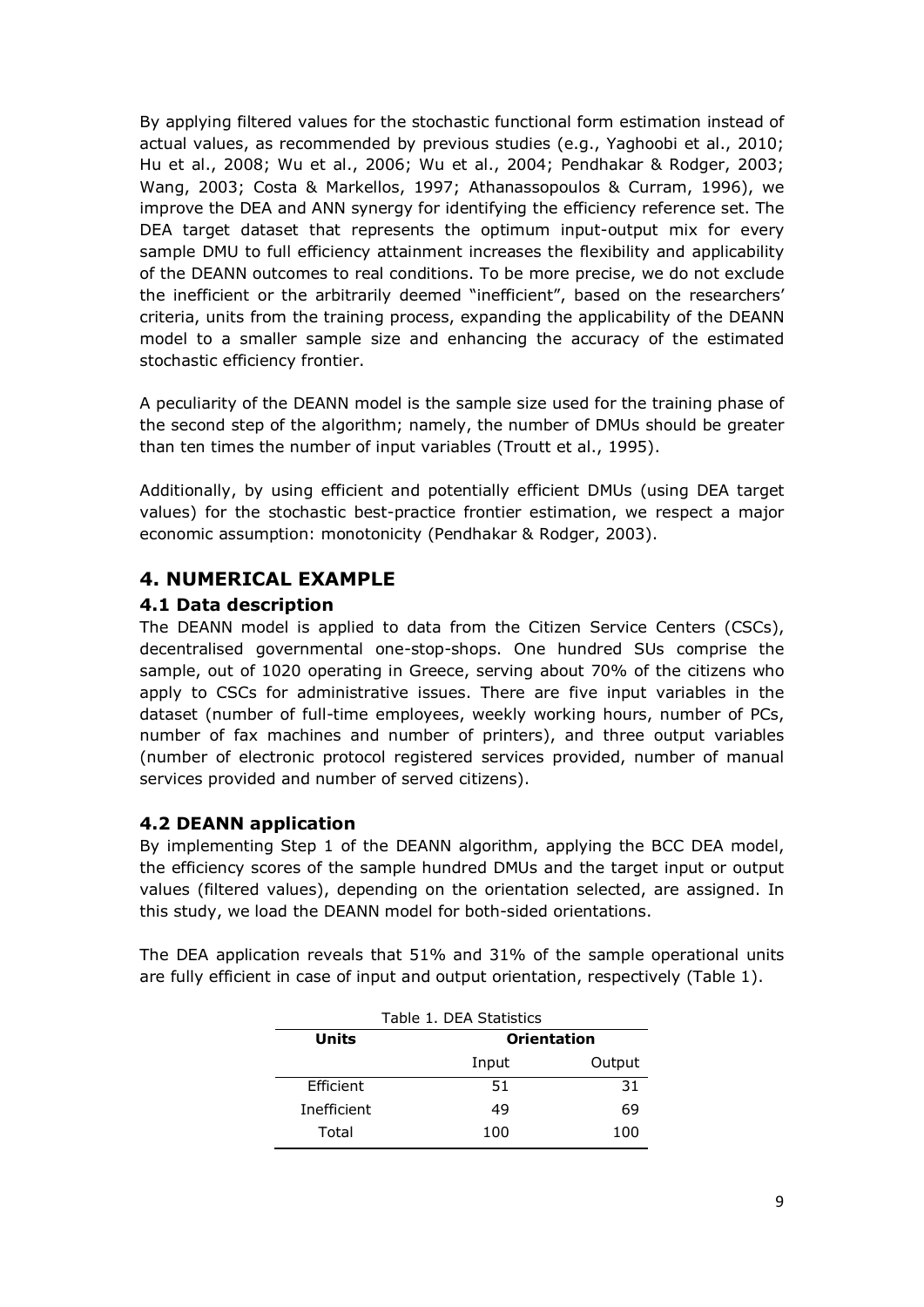By applying filtered values for the stochastic functional form estimation instead of actual values, as recommended by previous studies (e.g., Yaghoobi et al., 2010; Hu et al., 2008; Wu et al., 2006; Wu et al., 2004; Pendhakar & Rodger, 2003; Wang, 2003; Costa & Markellos, 1997; Athanassopoulos & Curram, 1996), we improve the DEA and ANN synergy for identifying the efficiency reference set. The DEA target dataset that represents the optimum input-output mix for every sample DMU to full efficiency attainment increases the flexibility and applicability of the DEANN outcomes to real conditions. To be more precise, we do not exclude the inefficient or the arbitrarily deemed "inefficient", based on the researchers' criteria, units from the training process, expanding the applicability of the DEANN model to a smaller sample size and enhancing the accuracy of the estimated stochastic efficiency frontier.

A peculiarity of the DEANN model is the sample size used for the training phase of the second step of the algorithm; namely, the number of DMUs should be greater than ten times the number of input variables (Troutt et al., 1995).

Additionally, by using efficient and potentially efficient DMUs (using DEA target values) for the stochastic best-practice frontier estimation, we respect a major economic assumption: monotonicity (Pendhakar & Rodger, 2003).

## 4. NUMERICAL EXAMPLE

### 4.1 Data description

The DEANN model is applied to data from the Citizen Service Centers (CSCs), decentralised governmental one-stop-shops. One hundred SUs comprise the sample, out of 1020 operating in Greece, serving about 70% of the citizens who apply to CSCs for administrative issues. There are five input variables in the dataset (number of full-time employees, weekly working hours, number of PCs, number of fax machines and number of printers), and three output variables (number of electronic protocol registered services provided, number of manual services provided and number of served citizens).

### 4.2 DEANN application

By implementing Step 1 of the DEANN algorithm, applying the BCC DEA model, the efficiency scores of the sample hundred DMUs and the target input or output values (filtered values), depending on the orientation selected, are assigned. In this study, we load the DEANN model for both-sided orientations.

The DEA application reveals that 51% and 31% of the sample operational units are fully efficient in case of input and output orientation, respectively (Table 1).

Table 1. DEA Statistics

| Units | Orientation | |
|---|---|---|
| | Input | Output |
| Efficient | 51 | 31 |
| Inefficient | 49 | 69 |
| Total | 100 | 100 |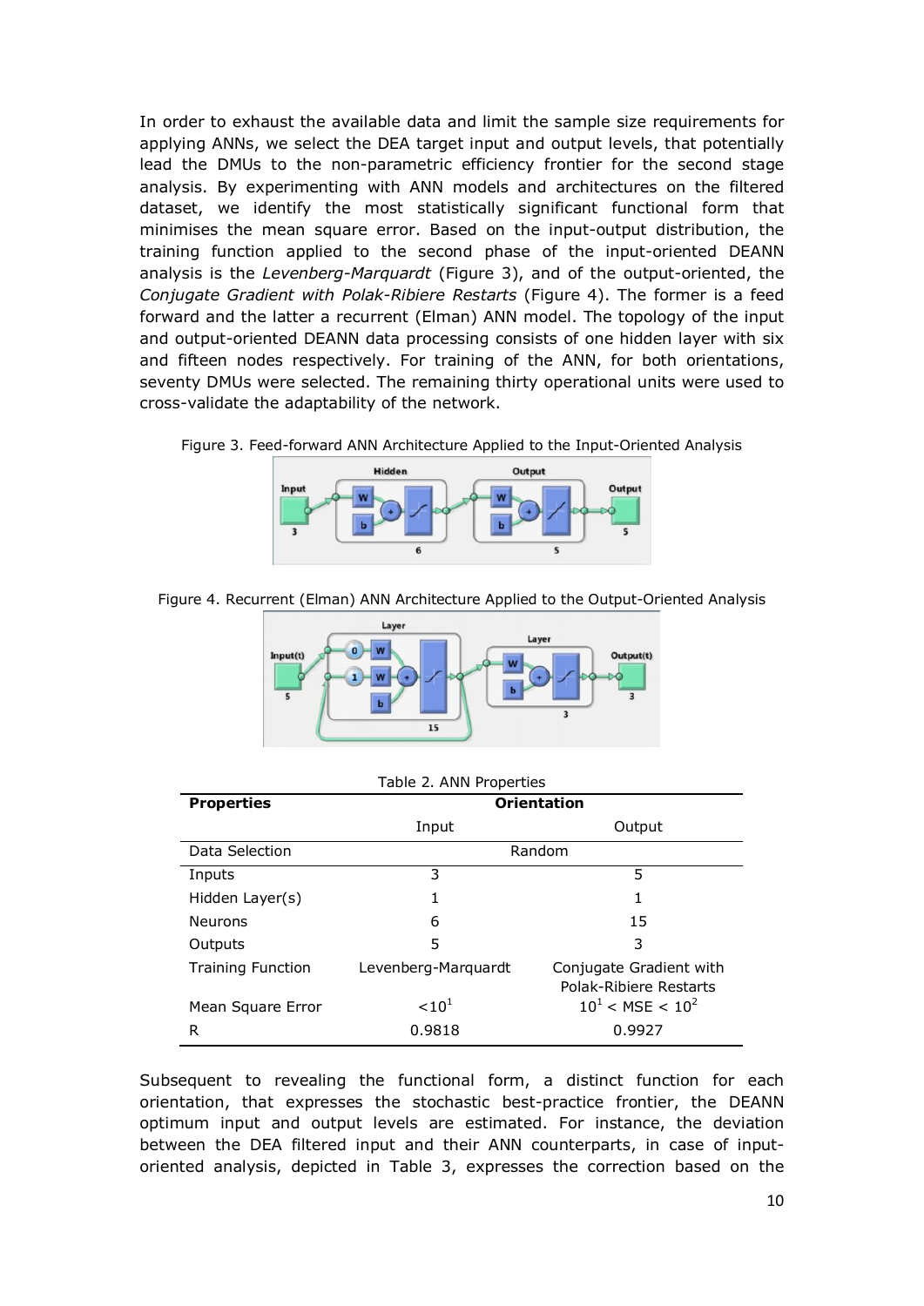In order to exhaust the available data and limit the sample size requirements for applying ANNs, we select the DEA target input and output levels, that potentially lead the DMUs to the non-parametric efficiency frontier for the second stage analysis. By experimenting with ANN models and architectures on the filtered dataset, we identify the most statistically significant functional form that minimises the mean square error. Based on the input-output distribution, the training function applied to the second phase of the input-oriented DEANN analysis is the *Levenberg-Marquardt* (Figure 3), and of the output-oriented, the *Conjugate Gradient with Polak-Ribiere Restarts* (Figure 4). The former is a feed forward and the latter a recurrent (Elman) ANN model. The topology of the input and output-oriented DEANN data processing consists of one hidden layer with six and fifteen nodes respectively. For training of the ANN, for both orientations, seventy DMUs were selected. The remaining thirty operational units were used to cross-validate the adaptability of the network.

Figure 3. Feed-forward ANN Architecture Applied to the Input-Oriented Analysis

Figure 4. Recurrent (Elman) ANN Architecture Applied to the Output-Oriented Analysis

Table 2. ANN Properties

| Properties | Orientation | |
|---|---|---|
| | Input | Output |
| Data Selection | Random | |
| Inputs | 3 | 5 |
| Hidden Layer(s) | 1 | 1 |
| Neurons | 6 | 15 |
| Outputs | 5 | 3 |
| Training Function | Levenberg-Marquardt | Conjugate Gradient with Polak-Ribiere Restarts |
| Mean Square Error | $<10^1$ | $10^1 < MSE < 10^2$ |
| R | 0.9818 | 0.9927 |

Subsequent to revealing the functional form, a distinct function for each orientation, that expresses the stochastic best-practice frontier, the DEANN optimum input and output levels are estimated. For instance, the deviation between the DEA filtered input and their ANN counterparts, in case of input-oriented analysis, depicted in Table 3, expresses the correction based on the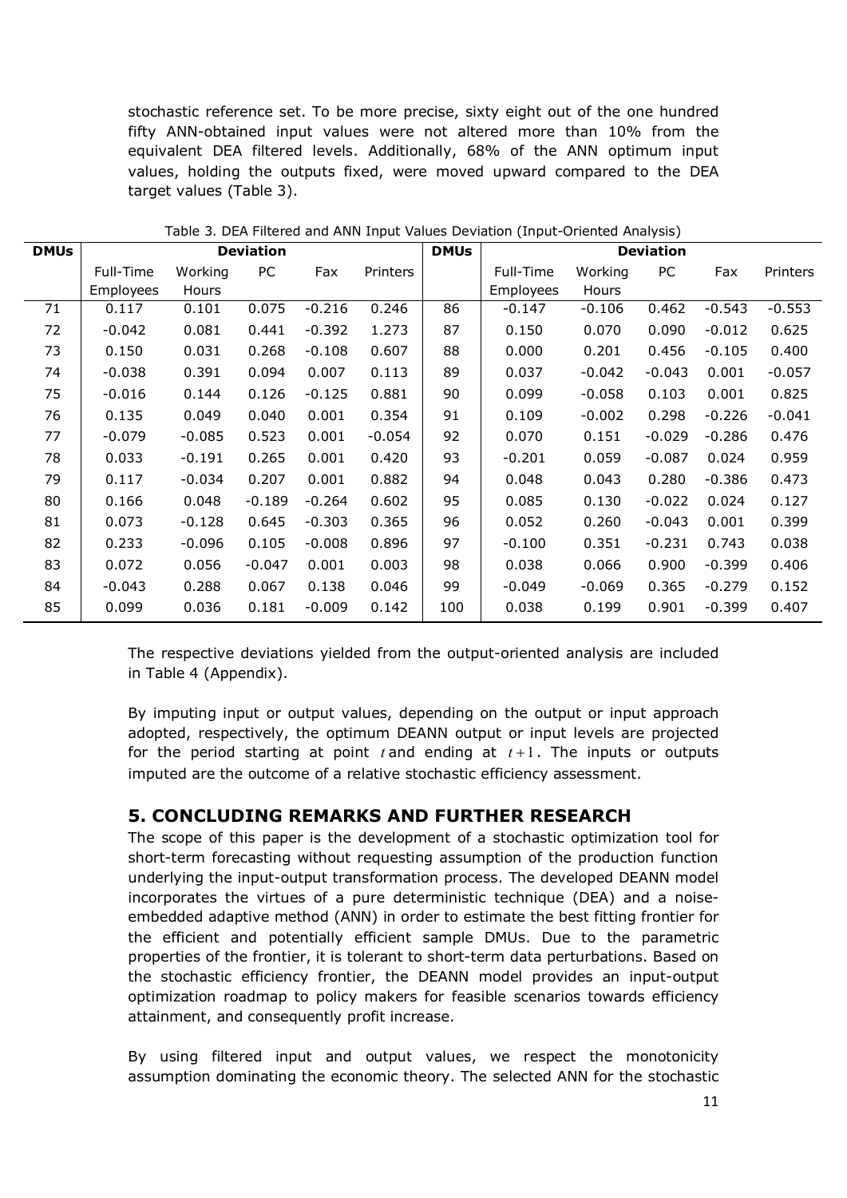stochastic reference set. To be more precise, sixty eight out of the one hundred fifty ANN-obtained input values were not altered more than 10% from the equivalent DEA filtered levels. Additionally, 68% of the ANN optimum input values, holding the outputs fixed, were moved upward compared to the DEA target values (Table 3).

Table 3. DEA Filtered and ANN Input Values Deviation (Input-Oriented Analysis)

| DMUs | Deviation | | | | | DMUs | Deviation | | | | |
|---|---|---|---|---|---|---|---|---|---|---|---|
| | Full-Time Employees | Working Hours | PC | Fax | Printers | | Full-Time Employees | Working Hours | PC | Fax | Printers |
| 71 | 0.117 | 0.101 | 0.075 | -0.216 | 0.246 | 86 | -0.147 | -0.106 | 0.462 | -0.543 | -0.553 |
| 72 | -0.042 | 0.081 | 0.441 | -0.392 | 1.273 | 87 | 0.150 | 0.070 | 0.090 | -0.012 | 0.625 |
| 73 | 0.150 | 0.031 | 0.268 | -0.108 | 0.607 | 88 | 0.000 | 0.201 | 0.456 | -0.105 | 0.400 |
| 74 | -0.038 | 0.391 | 0.094 | 0.007 | 0.113 | 89 | 0.037 | -0.042 | -0.043 | 0.001 | -0.057 |
| 75 | -0.016 | 0.144 | 0.126 | -0.125 | 0.881 | 90 | 0.099 | -0.058 | 0.103 | 0.001 | 0.825 |
| 76 | 0.135 | 0.049 | 0.040 | 0.001 | 0.354 | 91 | 0.109 | -0.002 | 0.298 | -0.226 | -0.041 |
| 77 | -0.079 | -0.085 | 0.523 | 0.001 | -0.054 | 92 | 0.070 | 0.151 | -0.029 | -0.286 | 0.476 |
| 78 | 0.033 | -0.191 | 0.265 | 0.001 | 0.420 | 93 | -0.201 | 0.059 | -0.087 | 0.024 | 0.959 |
| 79 | 0.117 | -0.034 | 0.207 | 0.001 | 0.882 | 94 | 0.048 | 0.043 | 0.280 | -0.386 | 0.473 |
| 80 | 0.166 | 0.048 | -0.189 | -0.264 | 0.602 | 95 | 0.085 | 0.130 | -0.022 | 0.024 | 0.127 |
| 81 | 0.073 | -0.128 | 0.645 | -0.303 | 0.365 | 96 | 0.052 | 0.260 | -0.043 | 0.001 | 0.399 |
| 82 | 0.233 | -0.096 | 0.105 | -0.008 | 0.896 | 97 | -0.100 | 0.351 | -0.231 | 0.743 | 0.038 |
| 83 | 0.072 | 0.056 | -0.047 | 0.001 | 0.003 | 98 | 0.038 | 0.066 | 0.900 | -0.399 | 0.406 |
| 84 | -0.043 | 0.288 | 0.067 | 0.138 | 0.046 | 99 | -0.049 | -0.069 | 0.365 | -0.279 | 0.152 |
| 85 | 0.099 | 0.036 | 0.181 | -0.009 | 0.142 | 100 | 0.038 | 0.199 | 0.901 | -0.399 | 0.407 |

The respective deviations yielded from the output-oriented analysis are included in Table 4 (Appendix).

By imputing input or output values, depending on the output or input approach adopted, respectively, the optimum DEANN output or input levels are projected for the period starting at point $t$ and ending at $t+1$. The inputs or outputs imputed are the outcome of a relative stochastic efficiency assessment.

## 5. CONCLUDING REMARKS AND FURTHER RESEARCH

The scope of this paper is the development of a stochastic optimization tool for short-term forecasting without requesting assumption of the production function underlying the input-output transformation process. The developed DEANN model incorporates the virtues of a pure deterministic technique (DEA) and a noise-embedded adaptive method (ANN) in order to estimate the best fitting frontier for the efficient and potentially efficient sample DMUs. Due to the parametric properties of the frontier, it is tolerant to short-term data perturbations. Based on the stochastic efficiency frontier, the DEANN model provides an input-output optimization roadmap to policy makers for feasible scenarios towards efficiency attainment, and consequently profit increase.

By using filtered input and output values, we respect the monotonicity assumption dominating the economic theory. The selected ANN for the stochastic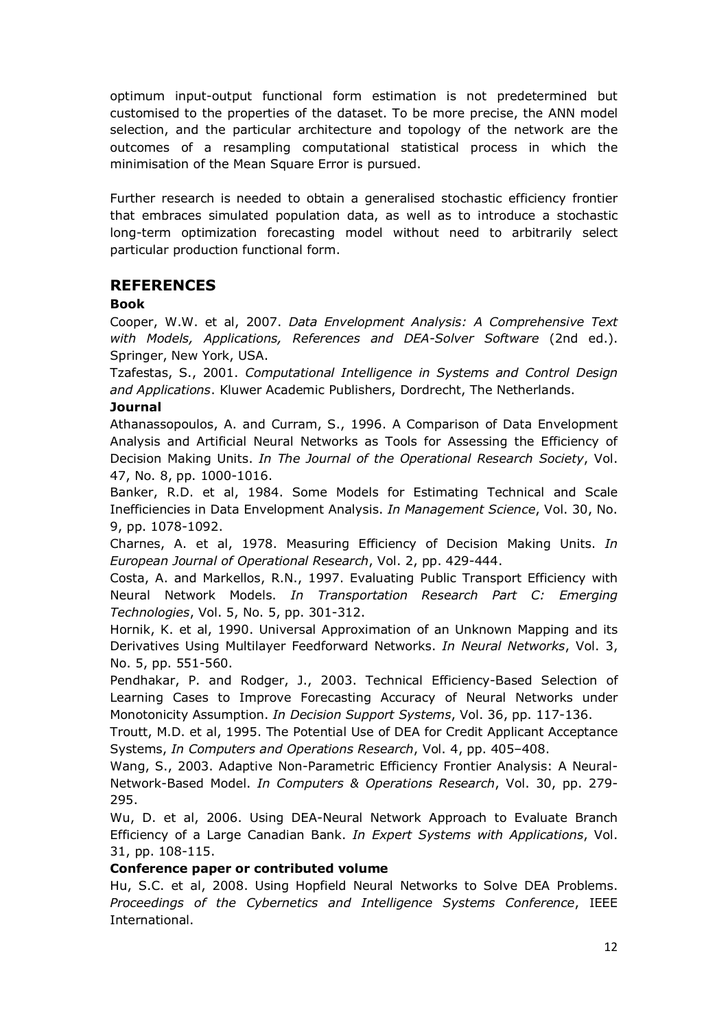optimum input-output functional form estimation is not predetermined but customised to the properties of the dataset. To be more precise, the ANN model selection, and the particular architecture and topology of the network are the outcomes of a resampling computational statistical process in which the minimisation of the Mean Square Error is pursued.

Further research is needed to obtain a generalised stochastic efficiency frontier that embraces simulated population data, as well as to introduce a stochastic long-term optimization forecasting model without need to arbitrarily select particular production functional form.

## REFERENCES

**Book**

Cooper, W.W. et al, 2007. *Data Envelopment Analysis: A Comprehensive Text with Models, Applications, References and DEA-Solver Software* (2nd ed.). Springer, New York, USA.

Tzafestas, S., 2001. *Computational Intelligence in Systems and Control Design and Applications*. Kluwer Academic Publishers, Dordrecht, The Netherlands.

**Journal**

Athanassopoulos, A. and Curram, S., 1996. A Comparison of Data Envelopment Analysis and Artificial Neural Networks as Tools for Assessing the Efficiency of Decision Making Units. *In The Journal of the Operational Research Society*, Vol. 47, No. 8, pp. 1000-1016.

Banker, R.D. et al, 1984. Some Models for Estimating Technical and Scale Inefficiencies in Data Envelopment Analysis. *In Management Science*, Vol. 30, No. 9, pp. 1078-1092.

Charnes, A. et al, 1978. Measuring Efficiency of Decision Making Units. *In European Journal of Operational Research*, Vol. 2, pp. 429-444.

Costa, A. and Markellos, R.N., 1997. Evaluating Public Transport Efficiency with Neural Network Models. *In Transportation Research Part C: Emerging Technologies*, Vol. 5, No. 5, pp. 301-312.

Hornik, K. et al, 1990. Universal Approximation of an Unknown Mapping and its Derivatives Using Multilayer Feedforward Networks. *In Neural Networks*, Vol. 3, No. 5, pp. 551-560.

Pendhakar, P. and Rodger, J., 2003. Technical Efficiency-Based Selection of Learning Cases to Improve Forecasting Accuracy of Neural Networks under Monotonicity Assumption. *In Decision Support Systems*, Vol. 36, pp. 117-136.

Troutt, M.D. et al, 1995. The Potential Use of DEA for Credit Applicant Acceptance Systems, *In Computers and Operations Research*, Vol. 4, pp. 405–408.

Wang, S., 2003. Adaptive Non-Parametric Efficiency Frontier Analysis: A Neural-Network-Based Model. *In Computers & Operations Research*, Vol. 30, pp. 279-295.

Wu, D. et al, 2006. Using DEA-Neural Network Approach to Evaluate Branch Efficiency of a Large Canadian Bank. *In Expert Systems with Applications*, Vol. 31, pp. 108-115.

**Conference paper or contributed volume**

Hu, S.C. et al, 2008. Using Hopfield Neural Networks to Solve DEA Problems. *Proceedings of the Cybernetics and Intelligence Systems Conference*, IEEE International.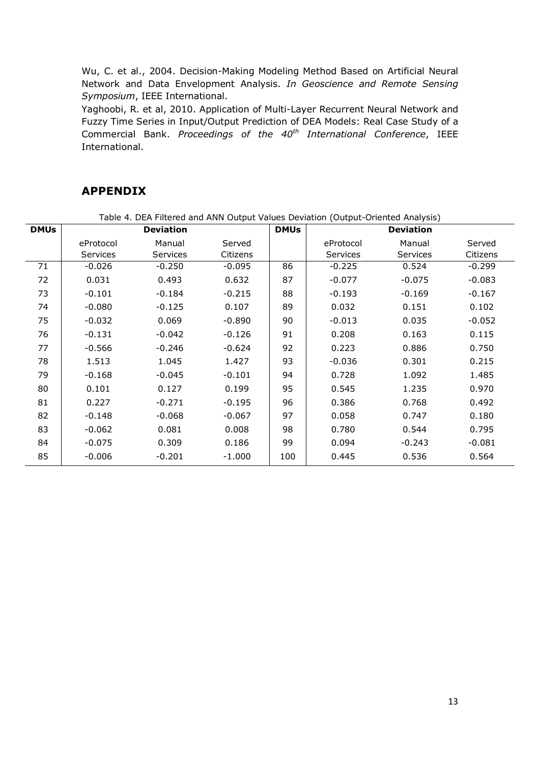Wu, C. et al., 2004. Decision-Making Modeling Method Based on Artificial Neural Network and Data Envelopment Analysis. *In Geoscience and Remote Sensing Symposium*, IEEE International.

Yaghoobi, R. et al, 2010. Application of Multi-Layer Recurrent Neural Network and Fuzzy Time Series in Input/Output Prediction of DEA Models: Real Case Study of a Commercial Bank. *Proceedings of the 40th International Conference*, IEEE International.

## APPENDIX

Table 4. DEA Filtered and ANN Output Values Deviation (Output-Oriented Analysis)

| **DMUs** | **Deviation** | | | **DMUs** | **Deviation** | | |
|---|---|---|---|---|---|---|---|
| | eProtocol Services | Manual Services | Served Citizens | | eProtocol Services | Manual Services | Served Citizens |
| 71 | -0.026 | -0.250 | -0.095 | 86 | -0.225 | 0.524 | -0.299 |
| 72 | 0.031 | 0.493 | 0.632 | 87 | -0.077 | -0.075 | -0.083 |
| 73 | -0.101 | -0.184 | -0.215 | 88 | -0.193 | -0.169 | -0.167 |
| 74 | -0.080 | -0.125 | 0.107 | 89 | 0.032 | 0.151 | 0.102 |
| 75 | -0.032 | 0.069 | -0.890 | 90 | -0.013 | 0.035 | -0.052 |
| 76 | -0.131 | -0.042 | -0.126 | 91 | 0.208 | 0.163 | 0.115 |
| 77 | -0.566 | -0.246 | -0.624 | 92 | 0.223 | 0.886 | 0.750 |
| 78 | 1.513 | 1.045 | 1.427 | 93 | -0.036 | 0.301 | 0.215 |
| 79 | -0.168 | -0.045 | -0.101 | 94 | 0.728 | 1.092 | 1.485 |
| 80 | 0.101 | 0.127 | 0.199 | 95 | 0.545 | 1.235 | 0.970 |
| 81 | 0.227 | -0.271 | -0.195 | 96 | 0.386 | 0.768 | 0.492 |
| 82 | -0.148 | -0.068 | -0.067 | 97 | 0.058 | 0.747 | 0.180 |
| 83 | -0.062 | 0.081 | 0.008 | 98 | 0.780 | 0.544 | 0.795 |
| 84 | -0.075 | 0.309 | 0.186 | 99 | 0.094 | -0.243 | -0.081 |
| 85 | -0.006 | -0.201 | -1.000 | 100 | 0.445 | 0.536 | 0.564 |